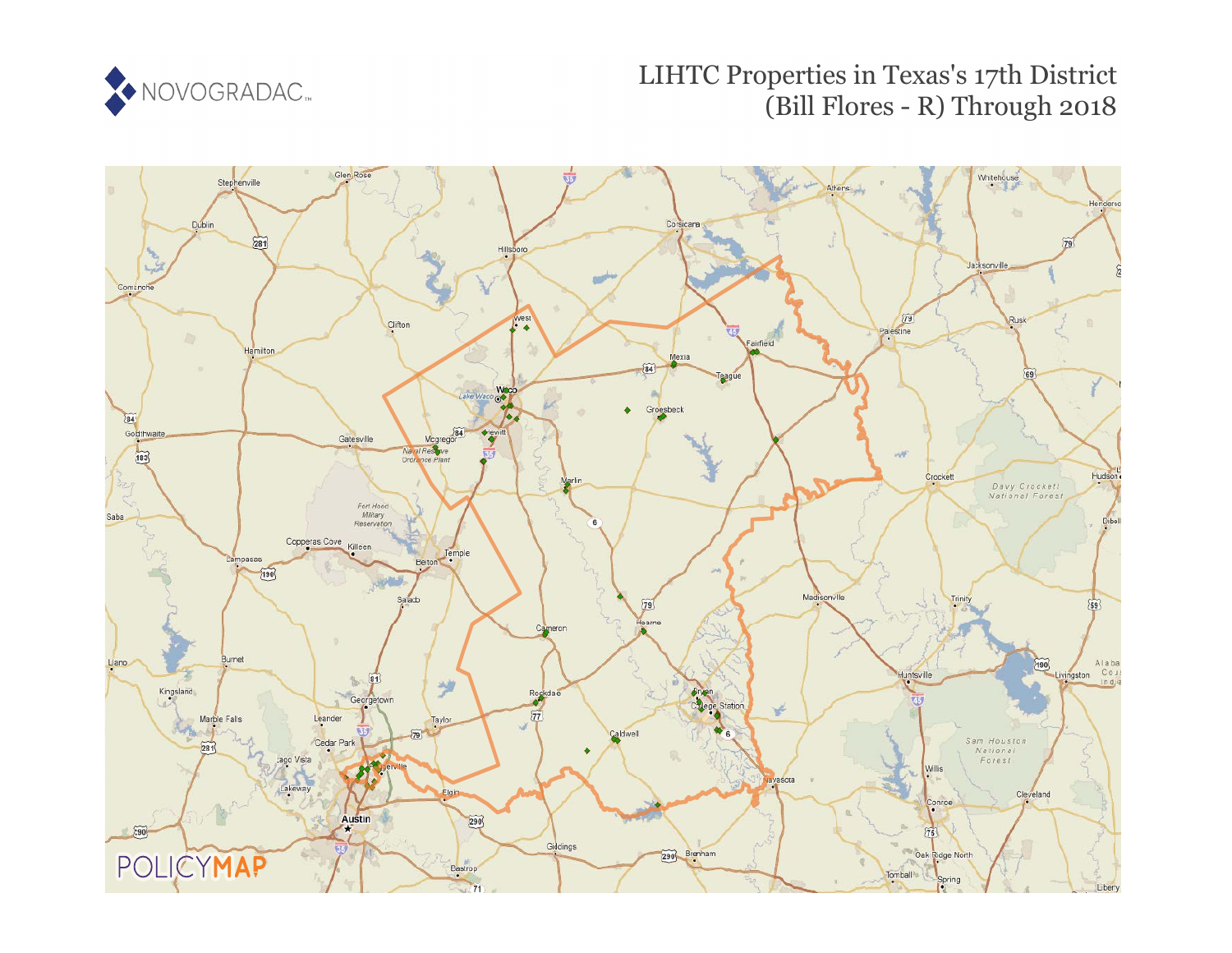NOVOGRADAC

# LIHTC Properties in Texas's 17th District (Bill Flores - R) Through 2018

POLICYMAP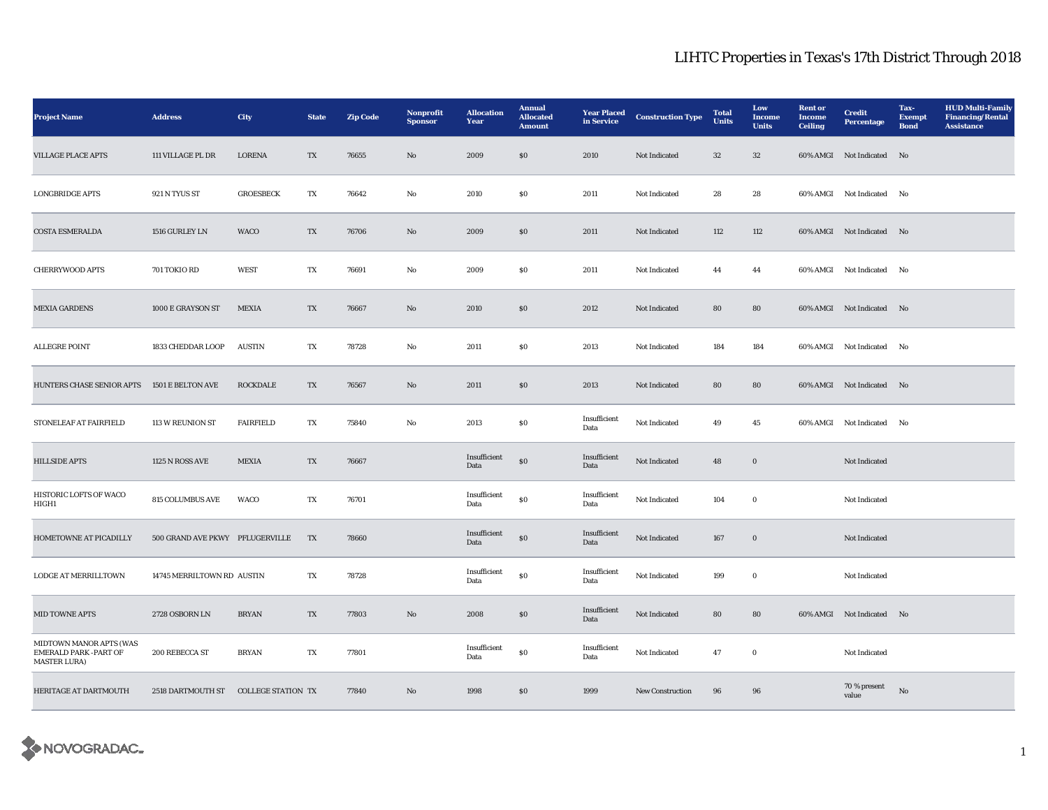# LIHTC Properties in Texas's 17th District Through 2018

| Project Name | Address | City | State | Zip Code | Nonprofit Sponsor | Allocation Year | Annual Allocated Amount | Year Placed in Service | Construction Type | Total Units | Low Income Units | Rent or Income Ceiling | Credit Percentage | Tax-Exempt Bond | HUD Multi-Family Financing/Rental Assistance |
|---|---|---|---|---|---|---|---|---|---|---|---|---|---|---|---|
| VILLAGE PLACE APTS | 111 VILLAGE PL DR | LORENA | TX | 76655 | No | 2009 | $0 | 2010 | Not Indicated | 32 | 32 | 60% AMGI | Not Indicated | No | |
| LONGBRIDGE APTS | 921 N TYUS ST | GROESBECK | TX | 76642 | No | 2010 | $0 | 2011 | Not Indicated | 28 | 28 | 60% AMGI | Not Indicated | No | |
| COSTA ESMERALDA | 1516 GURLEY LN | WACO | TX | 76706 | No | 2009 | $0 | 2011 | Not Indicated | 112 | 112 | 60% AMGI | Not Indicated | No | |
| CHERRYWOOD APTS | 701 TOKIO RD | WEST | TX | 76691 | No | 2009 | $0 | 2011 | Not Indicated | 44 | 44 | 60% AMGI | Not Indicated | No | |
| MEXIA GARDENS | 1000 E GRAYSON ST | MEXIA | TX | 76667 | No | 2010 | $0 | 2012 | Not Indicated | 80 | 80 | 60% AMGI | Not Indicated | No | |
| ALLEGRE POINT | 1833 CHEDDAR LOOP | AUSTIN | TX | 78728 | No | 2011 | $0 | 2013 | Not Indicated | 184 | 184 | 60% AMGI | Not Indicated | No | |
| HUNTERS CHASE SENIOR APTS | 1501 E BELTON AVE | ROCKDALE | TX | 76567 | No | 2011 | $0 | 2013 | Not Indicated | 80 | 80 | 60% AMGI | Not Indicated | No | |
| STONELEAF AT FAIRFIELD | 113 W REUNION ST | FAIRFIELD | TX | 75840 | No | 2013 | $0 | Insufficient Data | Not Indicated | 49 | 45 | 60% AMGI | Not Indicated | No | |
| HILLSIDE APTS | 1125 N ROSS AVE | MEXIA | TX | 76667 | | Insufficient Data | $0 | Insufficient Data | Not Indicated | 48 | 0 | | Not Indicated | | |
| HISTORIC LOFTS OF WACO HIGH1 | 815 COLUMBUS AVE | WACO | TX | 76701 | | Insufficient Data | $0 | Insufficient Data | Not Indicated | 104 | 0 | | Not Indicated | | |
| HOMETOWNE AT PICADILLY | 500 GRAND AVE PKWY | PFLUGERVILLE | TX | 78660 | | Insufficient Data | $0 | Insufficient Data | Not Indicated | 167 | 0 | | Not Indicated | | |
| LODGE AT MERRILLTOWN | 14745 MERRILTOWN RD | AUSTIN | TX | 78728 | | Insufficient Data | $0 | Insufficient Data | Not Indicated | 199 | 0 | | Not Indicated | | |
| MID TOWNE APTS | 2728 OSBORN LN | BRYAN | TX | 77803 | No | 2008 | $0 | Insufficient Data | Not Indicated | 80 | 80 | 60% AMGI | Not Indicated | No | |
| MIDTOWN MANOR APTS (WAS EMERALD PARK -PART OF MASTER LURA) | 200 REBECCA ST | BRYAN | TX | 77801 | | Insufficient Data | $0 | Insufficient Data | Not Indicated | 47 | 0 | | Not Indicated | | |
| HERITAGE AT DARTMOUTH | 2518 DARTMOUTH ST | COLLEGE STATION | TX | 77840 | No | 1998 | $0 | 1999 | New Construction | 96 | 96 | | 70 % present value | No | |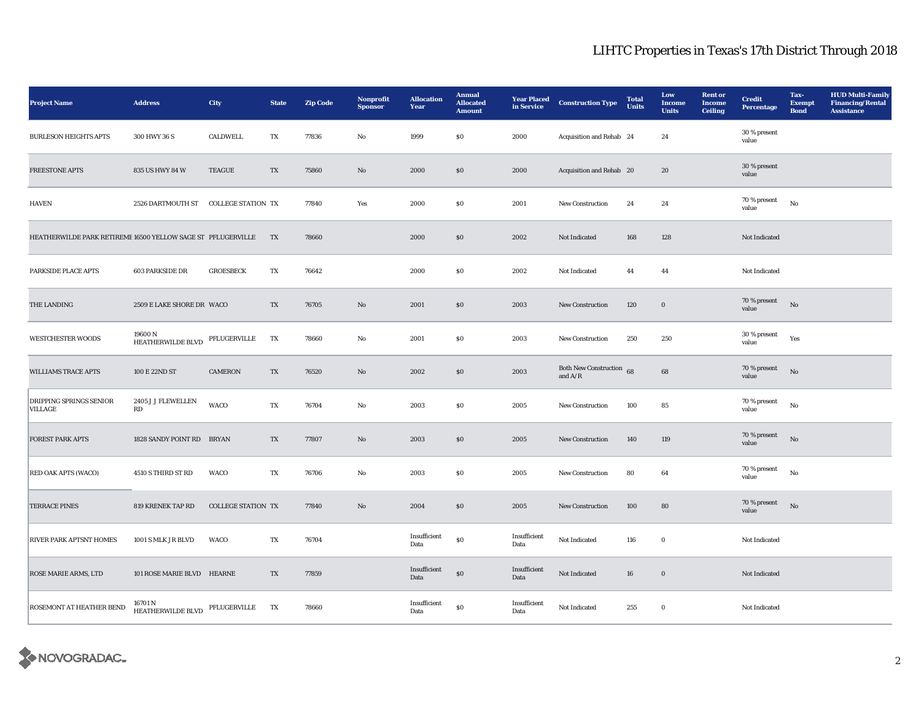## LIHTC Properties in Texas's 17th District Through 2018

| Project Name | Address | City | State | Zip Code | Nonprofit Sponsor | Allocation Year | Annual Allocated Amount | Year Placed in Service | Construction Type | Total Units | Low Income Units | Rent or Income Ceiling | Credit Percentage | Tax-Exempt Bond | HUD Multi-Family Financing/Rental Assistance |
|---|---|---|---|---|---|---|---|---|---|---|---|---|---|---|---|
| BURLESON HEIGHTS APTS | 300 HWY 36 S | CALDWELL | TX | 77836 | No | 1999 | $0 | 2000 | Acquisition and Rehab | 24 | 24 | | 30 % present value | | |
| FREESTONE APTS | 835 US HWY 84 W | TEAGUE | TX | 75860 | No | 2000 | $0 | 2000 | Acquisition and Rehab | 20 | 20 | | 30 % present value | | |
| HAVEN | 2526 DARTMOUTH ST | COLLEGE STATION | TX | 77840 | Yes | 2000 | $0 | 2001 | New Construction | 24 | 24 | | 70 % present value | No | |
| HEATHERWILDE PARK RETIREME | 16500 YELLOW SAGE ST | PFLUGERVILLE | TX | 78660 | | 2000 | $0 | 2002 | Not Indicated | 168 | 128 | | Not Indicated | | |
| PARKSIDE PLACE APTS | 603 PARKSIDE DR | GROESBECK | TX | 76642 | | 2000 | $0 | 2002 | Not Indicated | 44 | 44 | | Not Indicated | | |
| THE LANDING | 2509 E LAKE SHORE DR | WACO | TX | 76705 | No | 2001 | $0 | 2003 | New Construction | 120 | 0 | | 70 % present value | No | |
| WESTCHESTER WOODS | 19600 N HEATHERWILDE BLVD | PFLUGERVILLE | TX | 78660 | No | 2001 | $0 | 2003 | New Construction | 250 | 250 | | 30 % present value | Yes | |
| WILLIAMS TRACE APTS | 100 E 22ND ST | CAMERON | TX | 76520 | No | 2002 | $0 | 2003 | Both New Construction and A/R | 68 | 68 | | 70 % present value | No | |
| DRIPPING SPRINGS SENIOR VILLAGE | 2405 J J FLEWELLEN RD | WACO | TX | 76704 | No | 2003 | $0 | 2005 | New Construction | 100 | 85 | | 70 % present value | No | |
| FOREST PARK APTS | 1828 SANDY POINT RD | BRYAN | TX | 77807 | No | 2003 | $0 | 2005 | New Construction | 140 | 119 | | 70 % present value | No | |
| RED OAK APTS (WACO) | 4510 S THIRD ST RD | WACO | TX | 76706 | No | 2003 | $0 | 2005 | New Construction | 80 | 64 | | 70 % present value | No | |
| TERRACE PINES | 819 KRENEK TAP RD | COLLEGE STATION | TX | 77840 | No | 2004 | $0 | 2005 | New Construction | 100 | 80 | | 70 % present value | No | |
| RIVER PARK APTSNT HOMES | 1001 S MLK J R BLVD | WACO | TX | 76704 | | Insufficient Data | $0 | Insufficient Data | Not Indicated | 116 | 0 | | Not Indicated | | |
| ROSE MARIE ARMS, LTD | 101 ROSE MARIE BLVD | HEARNE | TX | 77859 | | Insufficient Data | $0 | Insufficient Data | Not Indicated | 16 | 0 | | Not Indicated | | |
| ROSEMONT AT HEATHER BEND | 16701 N HEATHERWILDE BLVD | PFLUGERVILLE | TX | 78660 | | Insufficient Data | $0 | Insufficient Data | Not Indicated | 255 | 0 | | Not Indicated | | |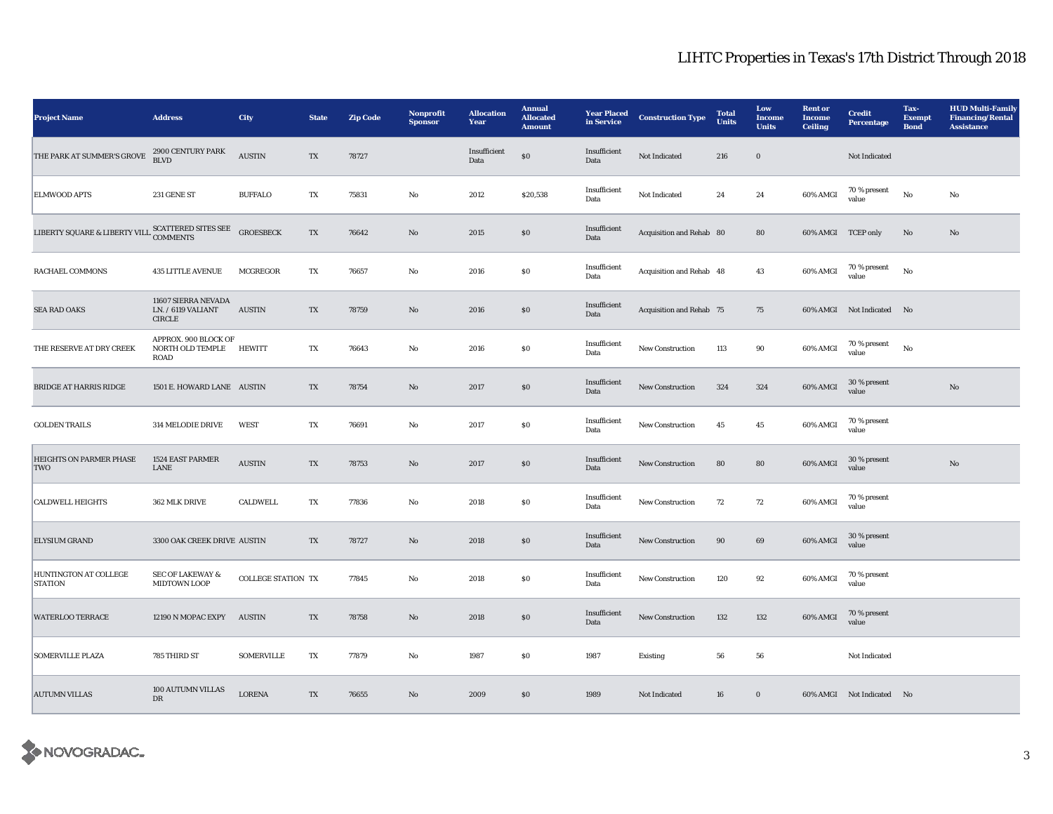# LIHTC Properties in Texas's 17th District Through 2018

| Project Name | Address | City | State | Zip Code | Nonprofit Sponsor | Allocation Year | Annual Allocated Amount | Year Placed in Service | Construction Type | Total Units | Low Income Units | Rent or Income Ceiling | Credit Percentage | Tax-Exempt Bond | HUD Multi-Family Financing/Rental Assistance |
|---|---|---|---|---|---|---|---|---|---|---|---|---|---|---|---|
| THE PARK AT SUMMER'S GROVE | 2900 CENTURY PARK BLVD | AUSTIN | TX | 78727 | | Insufficient Data | $0 | Insufficient Data | Not Indicated | 216 | 0 | | Not Indicated | | |
| ELMWOOD APTS | 231 GENE ST | BUFFALO | TX | 75831 | No | 2012 | $20,538 | Insufficient Data | Not Indicated | 24 | 24 | 60% AMGI | 70 % present value | No | No |
| LIBERTY SQUARE & LIBERTY VILL | SCATTERED SITES SEE COMMENTS | GROESBECK | TX | 76642 | No | 2015 | $0 | Insufficient Data | Acquisition and Rehab | 80 | 80 | 60% AMGI | TCEP only | No | No |
| RACHAEL COMMONS | 435 LITTLE AVENUE | MCGREGOR | TX | 76657 | No | 2016 | $0 | Insufficient Data | Acquisition and Rehab | 48 | 43 | 60% AMGI | 70 % present value | No | |
| SEA RAD OAKS | 11607 SIERRA NEVADA LN. / 6119 VALIANT CIRCLE | AUSTIN | TX | 78759 | No | 2016 | $0 | Insufficient Data | Acquisition and Rehab | 75 | 75 | 60% AMGI | Not Indicated | No | |
| THE RESERVE AT DRY CREEK | APPROX. 900 BLOCK OF NORTH OLD TEMPLE ROAD | HEWITT | TX | 76643 | No | 2016 | $0 | Insufficient Data | New Construction | 113 | 90 | 60% AMGI | 70 % present value | No | |
| BRIDGE AT HARRIS RIDGE | 1501 E. HOWARD LANE | AUSTIN | TX | 78754 | No | 2017 | $0 | Insufficient Data | New Construction | 324 | 324 | 60% AMGI | 30 % present value | | No |
| GOLDEN TRAILS | 314 MELODIE DRIVE | WEST | TX | 76691 | No | 2017 | $0 | Insufficient Data | New Construction | 45 | 45 | 60% AMGI | 70 % present value | | |
| HEIGHTS ON PARMER PHASE TWO | 1524 EAST PARMER LANE | AUSTIN | TX | 78753 | No | 2017 | $0 | Insufficient Data | New Construction | 80 | 80 | 60% AMGI | 30 % present value | | No |
| CALDWELL HEIGHTS | 362 MLK DRIVE | CALDWELL | TX | 77836 | No | 2018 | $0 | Insufficient Data | New Construction | 72 | 72 | 60% AMGI | 70 % present value | | |
| ELYSIUM GRAND | 3300 OAK CREEK DRIVE | AUSTIN | TX | 78727 | No | 2018 | $0 | Insufficient Data | New Construction | 90 | 69 | 60% AMGI | 30 % present value | | |
| HUNTINGTON AT COLLEGE STATION | SEC OF LAKEWAY & MIDTOWN LOOP | COLLEGE STATION | TX | 77845 | No | 2018 | $0 | Insufficient Data | New Construction | 120 | 92 | 60% AMGI | 70 % present value | | |
| WATERLOO TERRACE | 12190 N MOPAC EXPY | AUSTIN | TX | 78758 | No | 2018 | $0 | Insufficient Data | New Construction | 132 | 132 | 60% AMGI | 70 % present value | | |
| SOMERVILLE PLAZA | 785 THIRD ST | SOMERVILLE | TX | 77879 | No | 1987 | $0 | 1987 | Existing | 56 | 56 | | Not Indicated | | |
| AUTUMN VILLAS | 100 AUTUMN VILLAS DR | LORENA | TX | 76655 | No | 2009 | $0 | 1989 | Not Indicated | 16 | 0 | 60% AMGI | Not Indicated | No | |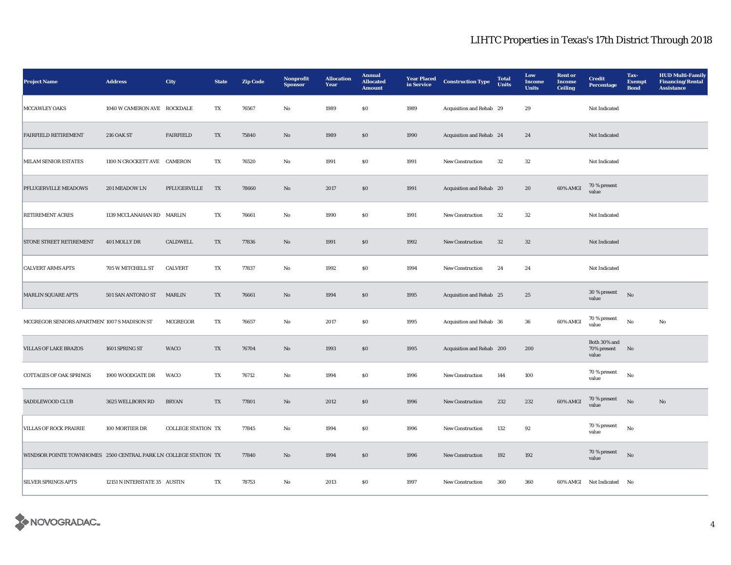## LIHTC Properties in Texas's 17th District Through 2018

| Project Name | Address | City | State | Zip Code | Nonprofit Sponsor | Allocation Year | Annual Allocated Amount | Year Placed in Service | Construction Type | Total Units | Low Income Units | Rent or Income Ceiling | Credit Percentage | Tax-Exempt Bond | HUD Multi-Family Financing/Rental Assistance |
|---|---|---|---|---|---|---|---|---|---|---|---|---|---|---|---|
| MCCAWLEY OAKS | 1040 W CAMERON AVE | ROCKDALE | TX | 76567 | No | 1989 | $0 | 1989 | Acquisition and Rehab | 29 | 29 | | Not Indicated | | |
| FAIRFIELD RETIREMENT | 216 OAK ST | FAIRFIELD | TX | 75840 | No | 1989 | $0 | 1990 | Acquisition and Rehab | 24 | 24 | | Not Indicated | | |
| MILAM SENIOR ESTATES | 1100 N CROCKETT AVE | CAMERON | TX | 76520 | No | 1991 | $0 | 1991 | New Construction | 32 | 32 | | Not Indicated | | |
| PFLUGERVILLE MEADOWS | 201 MEADOW LN | PFLUGERVILLE | TX | 78660 | No | 2017 | $0 | 1991 | Acquisition and Rehab | 20 | 20 | 60% AMGI | 70 % present value | | |
| RETIREMENT ACRES | 1139 MCCLANAHAN RD | MARLIN | TX | 76661 | No | 1990 | $0 | 1991 | New Construction | 32 | 32 | | Not Indicated | | |
| STONE STREET RETIREMENT | 401 MOLLY DR | CALDWELL | TX | 77836 | No | 1991 | $0 | 1992 | New Construction | 32 | 32 | | Not Indicated | | |
| CALVERT ARMS APTS | 705 W MITCHELL ST | CALVERT | TX | 77837 | No | 1992 | $0 | 1994 | New Construction | 24 | 24 | | Not Indicated | | |
| MARLIN SQUARE APTS | 501 SAN ANTONIO ST | MARLIN | TX | 76661 | No | 1994 | $0 | 1995 | Acquisition and Rehab | 25 | 25 | | 30 % present value | No | |
| MCGREGOR SENIORS APARTMENT | 1007 S MADISON ST | MCGREGOR | TX | 76657 | No | 2017 | $0 | 1995 | Acquisition and Rehab | 36 | 36 | 60% AMGI | 70 % present value | No | No |
| VILLAS OF LAKE BRAZOS | 1601 SPRING ST | WACO | TX | 76704 | No | 1993 | $0 | 1995 | Acquisition and Rehab | 200 | 200 | | Both 30% and 70% present value | No | |
| COTTAGES OF OAK SPRINGS | 1900 WOODGATE DR | WACO | TX | 76712 | No | 1994 | $0 | 1996 | New Construction | 144 | 100 | | 70 % present value | No | |
| SADDLEWOOD CLUB | 3625 WELLBORN RD | BRYAN | TX | 77801 | No | 2012 | $0 | 1996 | New Construction | 232 | 232 | 60% AMGI | 70 % present value | No | No |
| VILLAS OF ROCK PRAIRIE | 100 MORTIER DR | COLLEGE STATION | TX | 77845 | No | 1994 | $0 | 1996 | New Construction | 132 | 92 | | 70 % present value | No | |
| WINDSOR POINTE TOWNHOMES | 2500 CENTRAL PARK LN | COLLEGE STATION | TX | 77840 | No | 1994 | $0 | 1996 | New Construction | 192 | 192 | | 70 % present value | No | |
| SILVER SPRINGS APTS | 12151 N INTERSTATE 35 | AUSTIN | TX | 78753 | No | 2013 | $0 | 1997 | New Construction | 360 | 360 | 60% AMGI | Not Indicated | No | |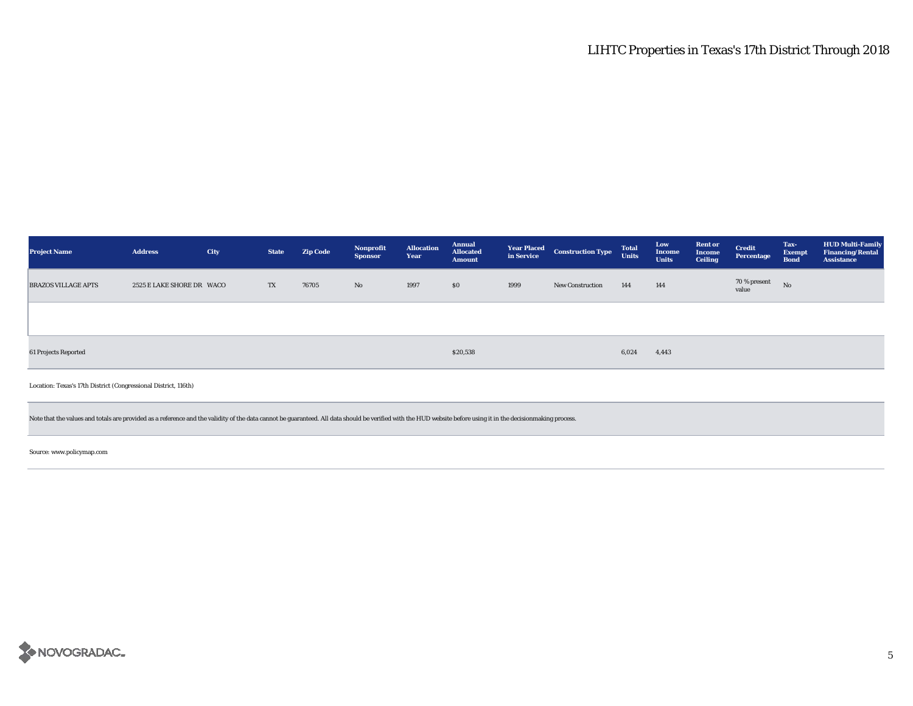| Project Name | Address | City | State | Zip Code | Nonprofit Sponsor | Allocation Year | Annual Allocated Amount | Year Placed in Service | Construction Type | Total Units | Low Income Units | Rent or Income Ceiling | Credit Percentage | Tax-Exempt Bond | HUD Multi-Family Financing/Rental Assistance |
|---|---|---|---|---|---|---|---|---|---|---|---|---|---|---|---|
| BRAZOS VILLAGE APTS | 2525 E LAKE SHORE DR | WACO | TX | 76705 | No | 1997 | $0 | 1999 | New Construction | 144 | 144 | | 70 % present value | No | |
| | | | | | | | | | | | | | | | |
| 61 Projects Reported | | | | | | | $20,538 | | | 6,024 | 4,443 | | | | |

Location: Texas's 17th District (Congressional District, 116th)

Note that the values and totals are provided as a reference and the validity of the data cannot be guaranteed. All data should be verified with the HUD website before using it in the decisionmaking process.

Source: www.policymap.com